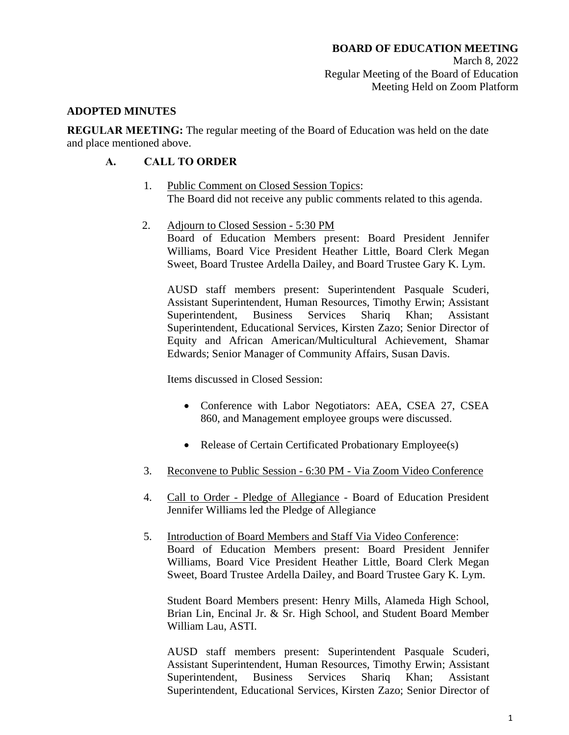**BOARD OF EDUCATION MEETING**
March 8, 2022
Regular Meeting of the Board of Education
Meeting Held on Zoom Platform

**ADOPTED MINUTES**

**REGULAR MEETING:** The regular meeting of the Board of Education was held on the date and place mentioned above.

## A. CALL TO ORDER

1. Public Comment on Closed Session Topics:
   The Board did not receive any public comments related to this agenda.

2. Adjourn to Closed Session - 5:30 PM
   Board of Education Members present: Board President Jennifer Williams, Board Vice President Heather Little, Board Clerk Megan Sweet, Board Trustee Ardella Dailey, and Board Trustee Gary K. Lym.

   AUSD staff members present: Superintendent Pasquale Scuderi, Assistant Superintendent, Human Resources, Timothy Erwin; Assistant Superintendent, Business Services Shariq Khan; Assistant Superintendent, Educational Services, Kirsten Zazo; Senior Director of Equity and African American/Multicultural Achievement, Shamar Edwards; Senior Manager of Community Affairs, Susan Davis.

   Items discussed in Closed Session:

   - Conference with Labor Negotiators: AEA, CSEA 27, CSEA 860, and Management employee groups were discussed.
   - Release of Certain Certificated Probationary Employee(s)

3. Reconvene to Public Session - 6:30 PM - Via Zoom Video Conference

4. Call to Order - Pledge of Allegiance - Board of Education President Jennifer Williams led the Pledge of Allegiance

5. Introduction of Board Members and Staff Via Video Conference:
   Board of Education Members present: Board President Jennifer Williams, Board Vice President Heather Little, Board Clerk Megan Sweet, Board Trustee Ardella Dailey, and Board Trustee Gary K. Lym.

   Student Board Members present: Henry Mills, Alameda High School, Brian Lin, Encinal Jr. & Sr. High School, and Student Board Member William Lau, ASTI.

   AUSD staff members present: Superintendent Pasquale Scuderi, Assistant Superintendent, Human Resources, Timothy Erwin; Assistant Superintendent, Business Services Shariq Khan; Assistant Superintendent, Educational Services, Kirsten Zazo; Senior Director of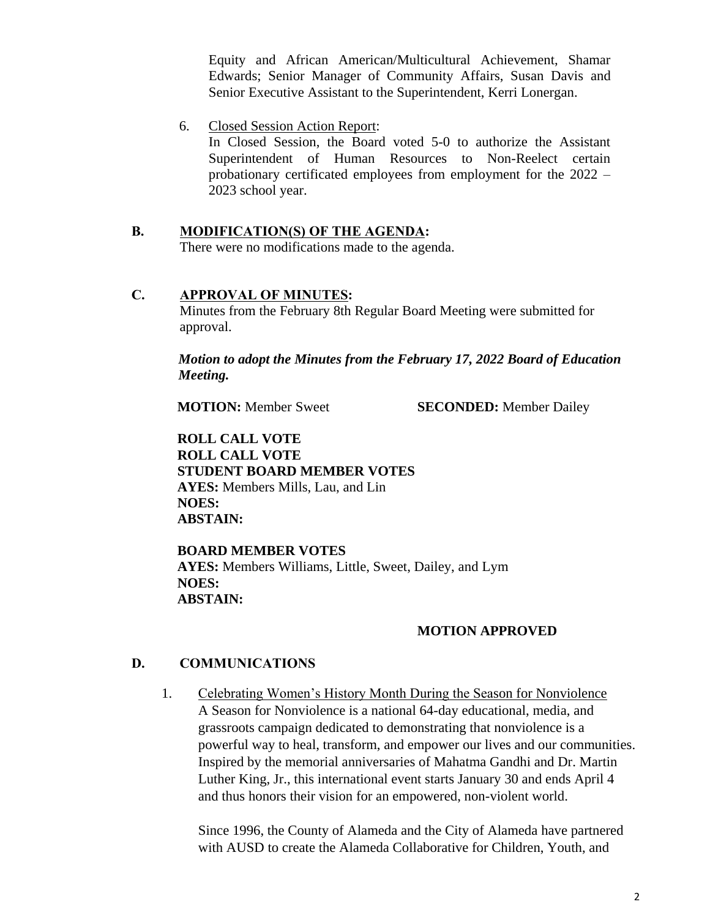Equity and African American/Multicultural Achievement, Shamar Edwards; Senior Manager of Community Affairs, Susan Davis and Senior Executive Assistant to the Superintendent, Kerri Lonergan.

6. Closed Session Action Report:
   In Closed Session, the Board voted 5-0 to authorize the Assistant Superintendent of Human Resources to Non-Reelect certain probationary certificated employees from employment for the 2022 – 2023 school year.

## B. MODIFICATION(S) OF THE AGENDA:

There were no modifications made to the agenda.

## C. APPROVAL OF MINUTES:

Minutes from the February 8th Regular Board Meeting were submitted for approval.

***Motion to adopt the Minutes from the February 17, 2022 Board of Education Meeting.***

**MOTION:** Member Sweet **SECONDED:** Member Dailey

**ROLL CALL VOTE**
**ROLL CALL VOTE**
**STUDENT BOARD MEMBER VOTES**
**AYES:** Members Mills, Lau, and Lin
**NOES:**
**ABSTAIN:**

**BOARD MEMBER VOTES**
**AYES:** Members Williams, Little, Sweet, Dailey, and Lym
**NOES:**
**ABSTAIN:**

**MOTION APPROVED**

## D. COMMUNICATIONS

1. Celebrating Women's History Month During the Season for Nonviolence
   A Season for Nonviolence is a national 64-day educational, media, and grassroots campaign dedicated to demonstrating that nonviolence is a powerful way to heal, transform, and empower our lives and our communities. Inspired by the memorial anniversaries of Mahatma Gandhi and Dr. Martin Luther King, Jr., this international event starts January 30 and ends April 4 and thus honors their vision for an empowered, non-violent world.

   Since 1996, the County of Alameda and the City of Alameda have partnered with AUSD to create the Alameda Collaborative for Children, Youth, and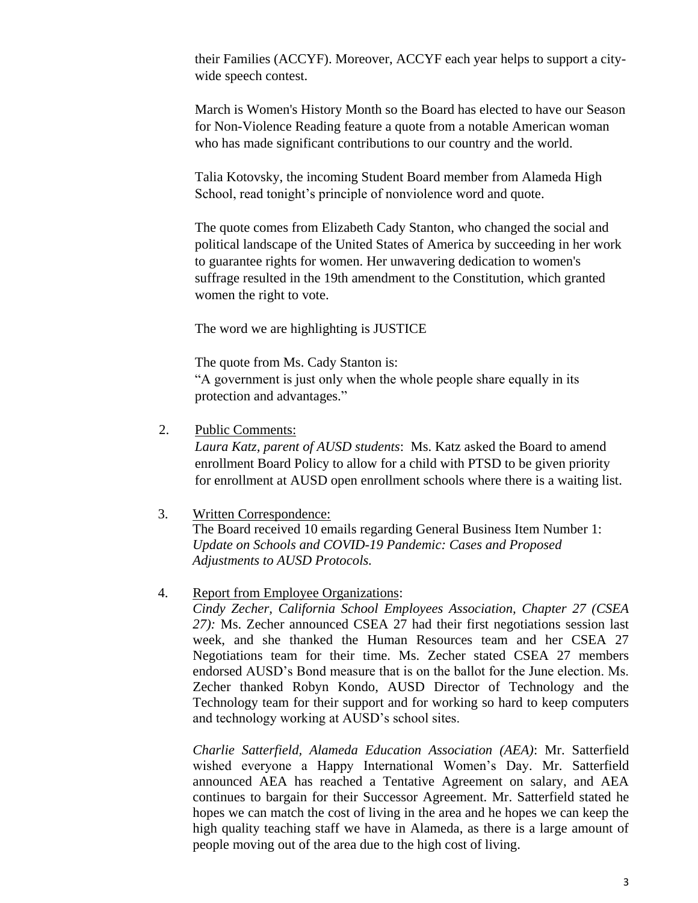their Families (ACCYF). Moreover, ACCYF each year helps to support a city-wide speech contest.

March is Women's History Month so the Board has elected to have our Season for Non-Violence Reading feature a quote from a notable American woman who has made significant contributions to our country and the world.

Talia Kotovsky, the incoming Student Board member from Alameda High School, read tonight's principle of nonviolence word and quote.

The quote comes from Elizabeth Cady Stanton, who changed the social and political landscape of the United States of America by succeeding in her work to guarantee rights for women. Her unwavering dedication to women's suffrage resulted in the 19th amendment to the Constitution, which granted women the right to vote.

The word we are highlighting is JUSTICE

The quote from Ms. Cady Stanton is:
"A government is just only when the whole people share equally in its protection and advantages."

2. Public Comments:
   *Laura Katz, parent of AUSD students*: Ms. Katz asked the Board to amend enrollment Board Policy to allow for a child with PTSD to be given priority for enrollment at AUSD open enrollment schools where there is a waiting list.

3. Written Correspondence:
   The Board received 10 emails regarding General Business Item Number 1: *Update on Schools and COVID-19 Pandemic: Cases and Proposed Adjustments to AUSD Protocols.*

4. Report from Employee Organizations:
   *Cindy Zecher, California School Employees Association, Chapter 27 (CSEA 27):* Ms. Zecher announced CSEA 27 had their first negotiations session last week, and she thanked the Human Resources team and her CSEA 27 Negotiations team for their time. Ms. Zecher stated CSEA 27 members endorsed AUSD's Bond measure that is on the ballot for the June election. Ms. Zecher thanked Robyn Kondo, AUSD Director of Technology and the Technology team for their support and for working so hard to keep computers and technology working at AUSD's school sites.

   *Charlie Satterfield, Alameda Education Association (AEA)*: Mr. Satterfield wished everyone a Happy International Women's Day. Mr. Satterfield announced AEA has reached a Tentative Agreement on salary, and AEA continues to bargain for their Successor Agreement. Mr. Satterfield stated he hopes we can match the cost of living in the area and he hopes we can keep the high quality teaching staff we have in Alameda, as there is a large amount of people moving out of the area due to the high cost of living.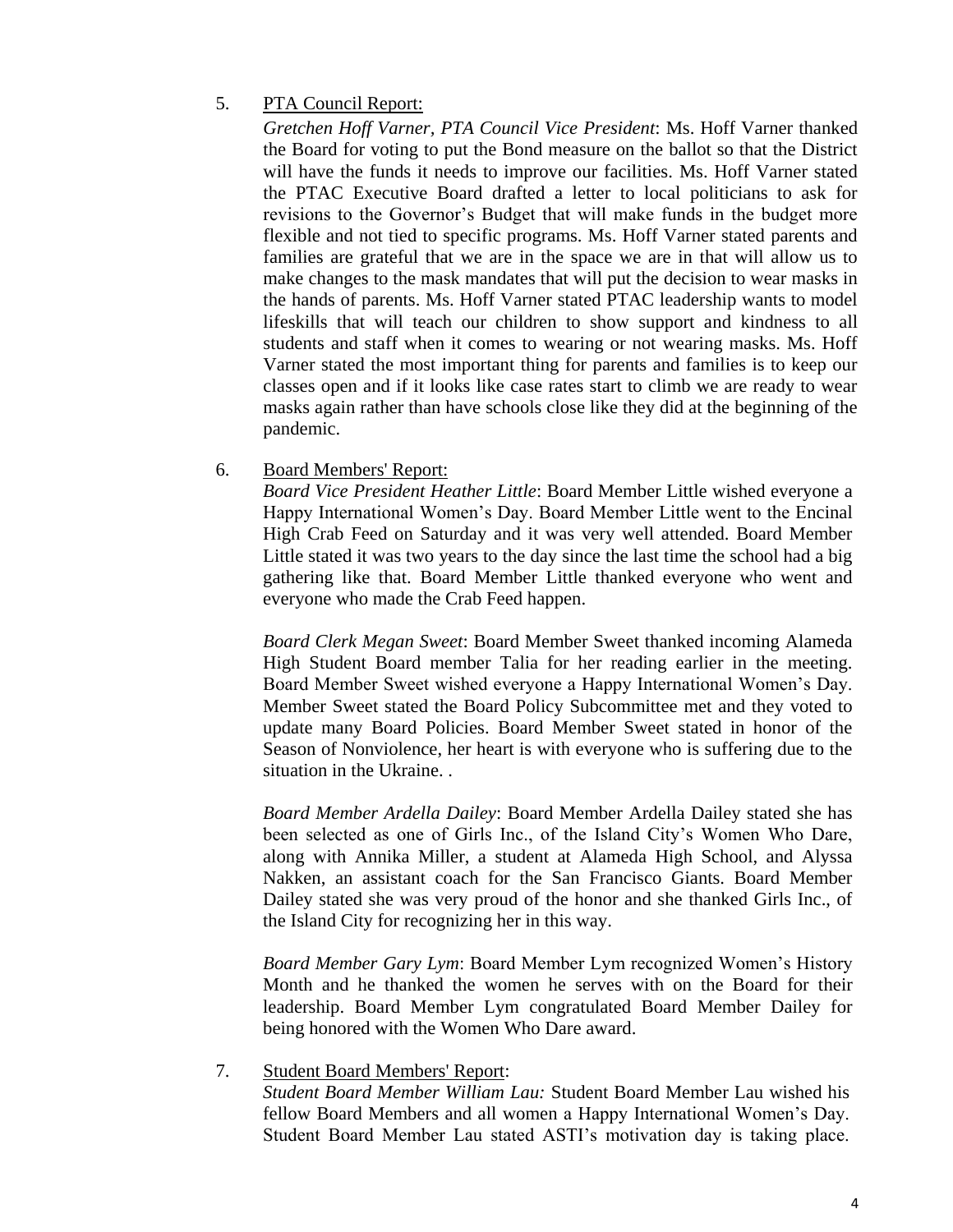5. <u>PTA Council Report:</u>

   *Gretchen Hoff Varner, PTA Council Vice President*: Ms. Hoff Varner thanked the Board for voting to put the Bond measure on the ballot so that the District will have the funds it needs to improve our facilities. Ms. Hoff Varner stated the PTAC Executive Board drafted a letter to local politicians to ask for revisions to the Governor's Budget that will make funds in the budget more flexible and not tied to specific programs. Ms. Hoff Varner stated parents and families are grateful that we are in the space we are in that will allow us to make changes to the mask mandates that will put the decision to wear masks in the hands of parents. Ms. Hoff Varner stated PTAC leadership wants to model lifeskills that will teach our children to show support and kindness to all students and staff when it comes to wearing or not wearing masks. Ms. Hoff Varner stated the most important thing for parents and families is to keep our classes open and if it looks like case rates start to climb we are ready to wear masks again rather than have schools close like they did at the beginning of the pandemic.

6. <u>Board Members' Report:</u>

   *Board Vice President Heather Little*: Board Member Little wished everyone a Happy International Women's Day. Board Member Little went to the Encinal High Crab Feed on Saturday and it was very well attended. Board Member Little stated it was two years to the day since the last time the school had a big gathering like that. Board Member Little thanked everyone who went and everyone who made the Crab Feed happen.

   *Board Clerk Megan Sweet*: Board Member Sweet thanked incoming Alameda High Student Board member Talia for her reading earlier in the meeting. Board Member Sweet wished everyone a Happy International Women's Day. Member Sweet stated the Board Policy Subcommittee met and they voted to update many Board Policies. Board Member Sweet stated in honor of the Season of Nonviolence, her heart is with everyone who is suffering due to the situation in the Ukraine. .

   *Board Member Ardella Dailey*: Board Member Ardella Dailey stated she has been selected as one of Girls Inc., of the Island City's Women Who Dare, along with Annika Miller, a student at Alameda High School, and Alyssa Nakken, an assistant coach for the San Francisco Giants. Board Member Dailey stated she was very proud of the honor and she thanked Girls Inc., of the Island City for recognizing her in this way.

   *Board Member Gary Lym*: Board Member Lym recognized Women's History Month and he thanked the women he serves with on the Board for their leadership. Board Member Lym congratulated Board Member Dailey for being honored with the Women Who Dare award.

7. <u>Student Board Members' Report</u>:

   *Student Board Member William Lau:* Student Board Member Lau wished his fellow Board Members and all women a Happy International Women's Day. Student Board Member Lau stated ASTI's motivation day is taking place.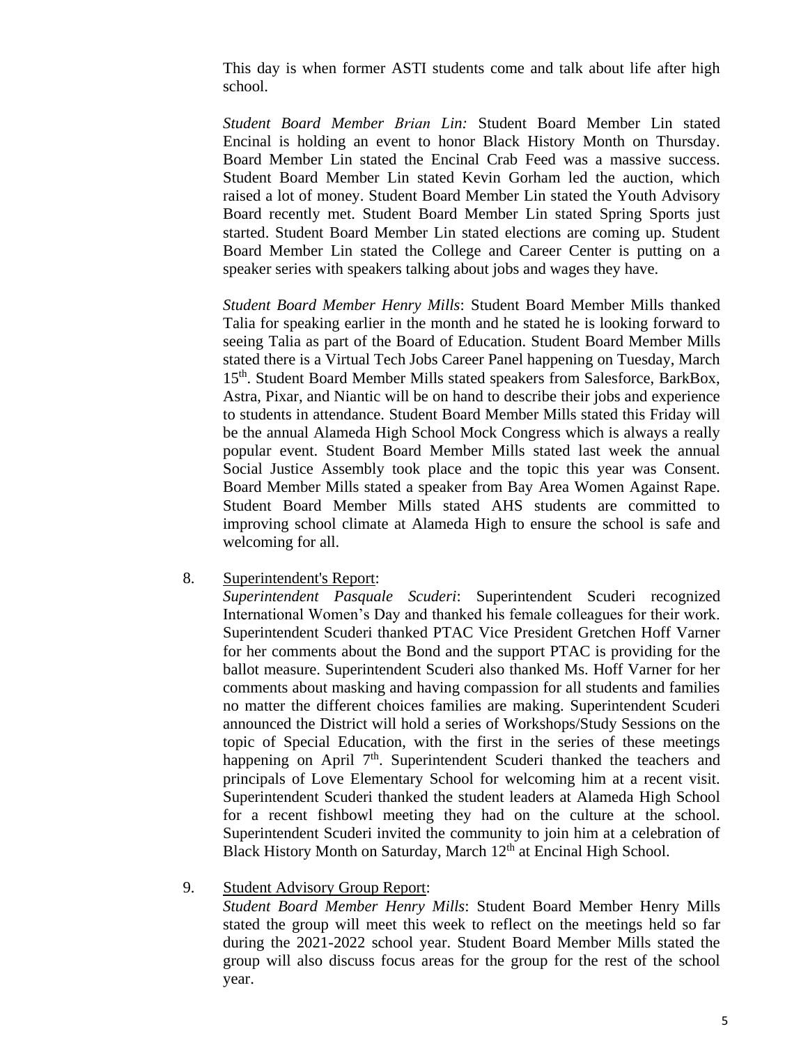This day is when former ASTI students come and talk about life after high school.

*Student Board Member Brian Lin:* Student Board Member Lin stated Encinal is holding an event to honor Black History Month on Thursday. Board Member Lin stated the Encinal Crab Feed was a massive success. Student Board Member Lin stated Kevin Gorham led the auction, which raised a lot of money. Student Board Member Lin stated the Youth Advisory Board recently met. Student Board Member Lin stated Spring Sports just started. Student Board Member Lin stated elections are coming up. Student Board Member Lin stated the College and Career Center is putting on a speaker series with speakers talking about jobs and wages they have.

*Student Board Member Henry Mills*: Student Board Member Mills thanked Talia for speaking earlier in the month and he stated he is looking forward to seeing Talia as part of the Board of Education. Student Board Member Mills stated there is a Virtual Tech Jobs Career Panel happening on Tuesday, March 15th. Student Board Member Mills stated speakers from Salesforce, BarkBox, Astra, Pixar, and Niantic will be on hand to describe their jobs and experience to students in attendance. Student Board Member Mills stated this Friday will be the annual Alameda High School Mock Congress which is always a really popular event. Student Board Member Mills stated last week the annual Social Justice Assembly took place and the topic this year was Consent. Board Member Mills stated a speaker from Bay Area Women Against Rape. Student Board Member Mills stated AHS students are committed to improving school climate at Alameda High to ensure the school is safe and welcoming for all.

8. Superintendent's Report:

   *Superintendent Pasquale Scuderi*: Superintendent Scuderi recognized International Women's Day and thanked his female colleagues for their work. Superintendent Scuderi thanked PTAC Vice President Gretchen Hoff Varner for her comments about the Bond and the support PTAC is providing for the ballot measure. Superintendent Scuderi also thanked Ms. Hoff Varner for her comments about masking and having compassion for all students and families no matter the different choices families are making. Superintendent Scuderi announced the District will hold a series of Workshops/Study Sessions on the topic of Special Education, with the first in the series of these meetings happening on April 7th. Superintendent Scuderi thanked the teachers and principals of Love Elementary School for welcoming him at a recent visit. Superintendent Scuderi thanked the student leaders at Alameda High School for a recent fishbowl meeting they had on the culture at the school. Superintendent Scuderi invited the community to join him at a celebration of Black History Month on Saturday, March 12th at Encinal High School.

9. Student Advisory Group Report:

   *Student Board Member Henry Mills*: Student Board Member Henry Mills stated the group will meet this week to reflect on the meetings held so far during the 2021-2022 school year. Student Board Member Mills stated the group will also discuss focus areas for the group for the rest of the school year.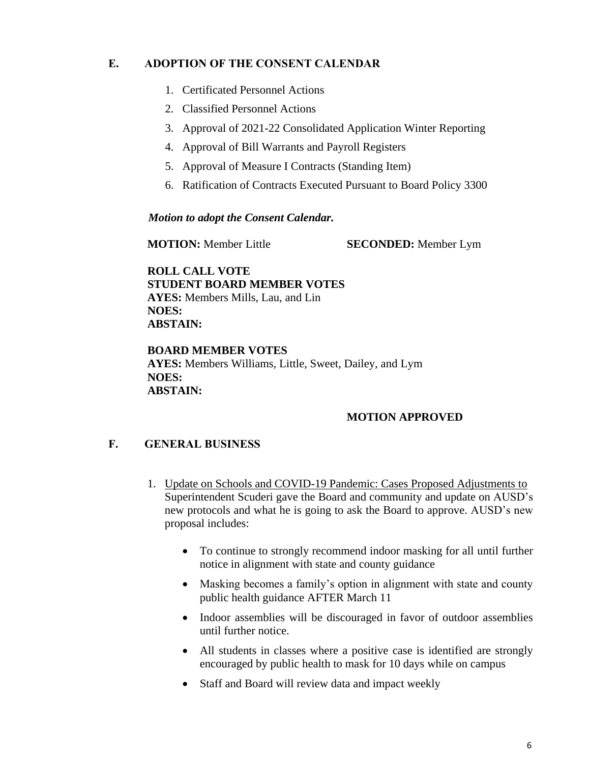## E. ADOPTION OF THE CONSENT CALENDAR

1. Certificated Personnel Actions
2. Classified Personnel Actions
3. Approval of 2021-22 Consolidated Application Winter Reporting
4. Approval of Bill Warrants and Payroll Registers
5. Approval of Measure I Contracts (Standing Item)
6. Ratification of Contracts Executed Pursuant to Board Policy 3300

***Motion to adopt the Consent Calendar.***

**MOTION:** Member Little **SECONDED:** Member Lym

**ROLL CALL VOTE**
**STUDENT BOARD MEMBER VOTES**
**AYES:** Members Mills, Lau, and Lin
**NOES:**
**ABSTAIN:**

**BOARD MEMBER VOTES**
**AYES:** Members Williams, Little, Sweet, Dailey, and Lym
**NOES:**
**ABSTAIN:**

**MOTION APPROVED**

## F. GENERAL BUSINESS

1. Update on Schools and COVID-19 Pandemic: Cases Proposed Adjustments to Superintendent Scuderi gave the Board and community and update on AUSD's new protocols and what he is going to ask the Board to approve. AUSD's new proposal includes:

   - To continue to strongly recommend indoor masking for all until further notice in alignment with state and county guidance
   - Masking becomes a family's option in alignment with state and county public health guidance AFTER March 11
   - Indoor assemblies will be discouraged in favor of outdoor assemblies until further notice.
   - All students in classes where a positive case is identified are strongly encouraged by public health to mask for 10 days while on campus
   - Staff and Board will review data and impact weekly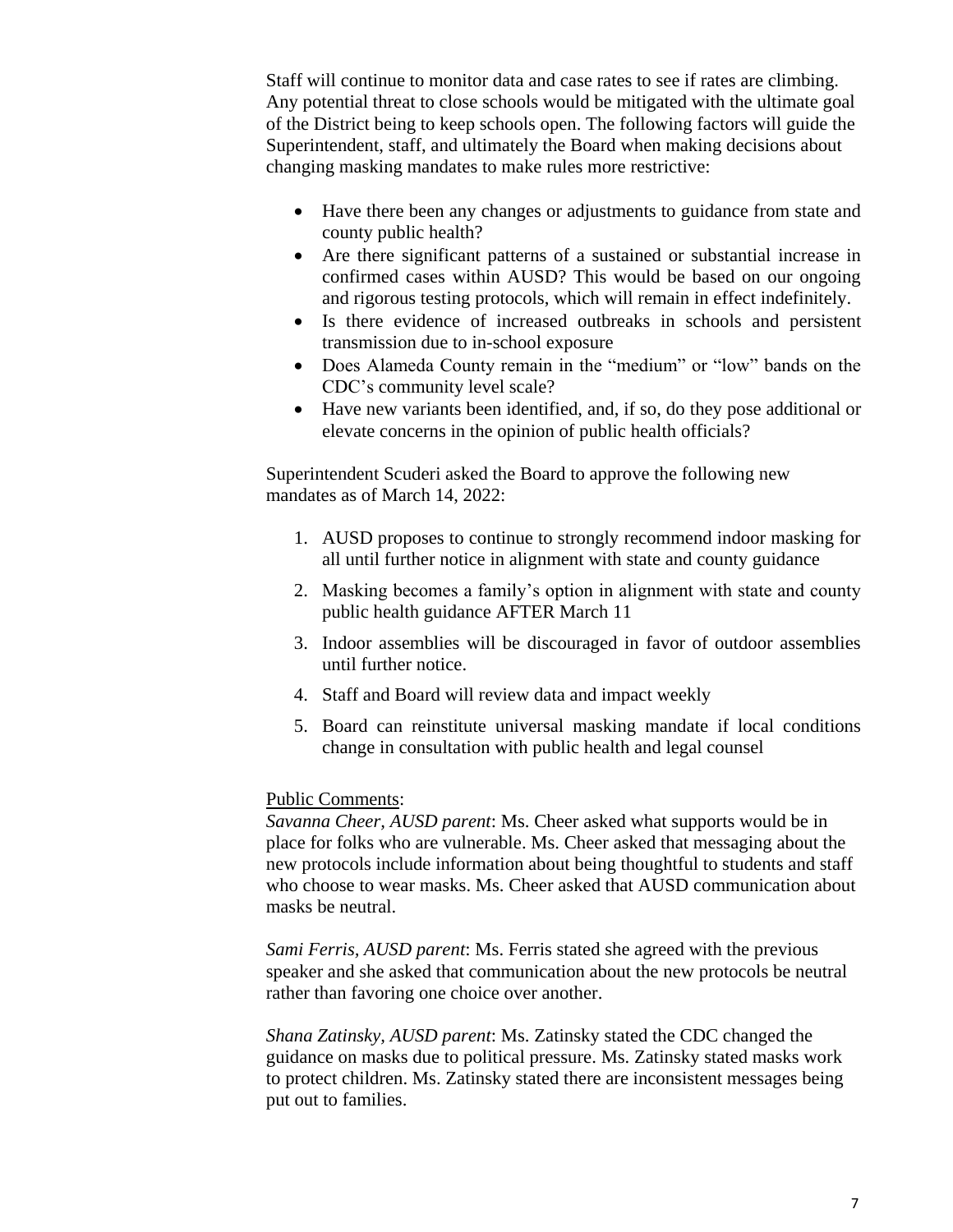Staff will continue to monitor data and case rates to see if rates are climbing. Any potential threat to close schools would be mitigated with the ultimate goal of the District being to keep schools open. The following factors will guide the Superintendent, staff, and ultimately the Board when making decisions about changing masking mandates to make rules more restrictive:

- Have there been any changes or adjustments to guidance from state and county public health?
- Are there significant patterns of a sustained or substantial increase in confirmed cases within AUSD? This would be based on our ongoing and rigorous testing protocols, which will remain in effect indefinitely.
- Is there evidence of increased outbreaks in schools and persistent transmission due to in-school exposure
- Does Alameda County remain in the "medium" or "low" bands on the CDC's community level scale?
- Have new variants been identified, and, if so, do they pose additional or elevate concerns in the opinion of public health officials?

Superintendent Scuderi asked the Board to approve the following new mandates as of March 14, 2022:

1. AUSD proposes to continue to strongly recommend indoor masking for all until further notice in alignment with state and county guidance
2. Masking becomes a family's option in alignment with state and county public health guidance AFTER March 11
3. Indoor assemblies will be discouraged in favor of outdoor assemblies until further notice.
4. Staff and Board will review data and impact weekly
5. Board can reinstitute universal masking mandate if local conditions change in consultation with public health and legal counsel

<u>Public Comments</u>:
*Savanna Cheer, AUSD parent*: Ms. Cheer asked what supports would be in place for folks who are vulnerable. Ms. Cheer asked that messaging about the new protocols include information about being thoughtful to students and staff who choose to wear masks. Ms. Cheer asked that AUSD communication about masks be neutral.

*Sami Ferris, AUSD parent*: Ms. Ferris stated she agreed with the previous speaker and she asked that communication about the new protocols be neutral rather than favoring one choice over another.

*Shana Zatinsky, AUSD parent*: Ms. Zatinsky stated the CDC changed the guidance on masks due to political pressure. Ms. Zatinsky stated masks work to protect children. Ms. Zatinsky stated there are inconsistent messages being put out to families.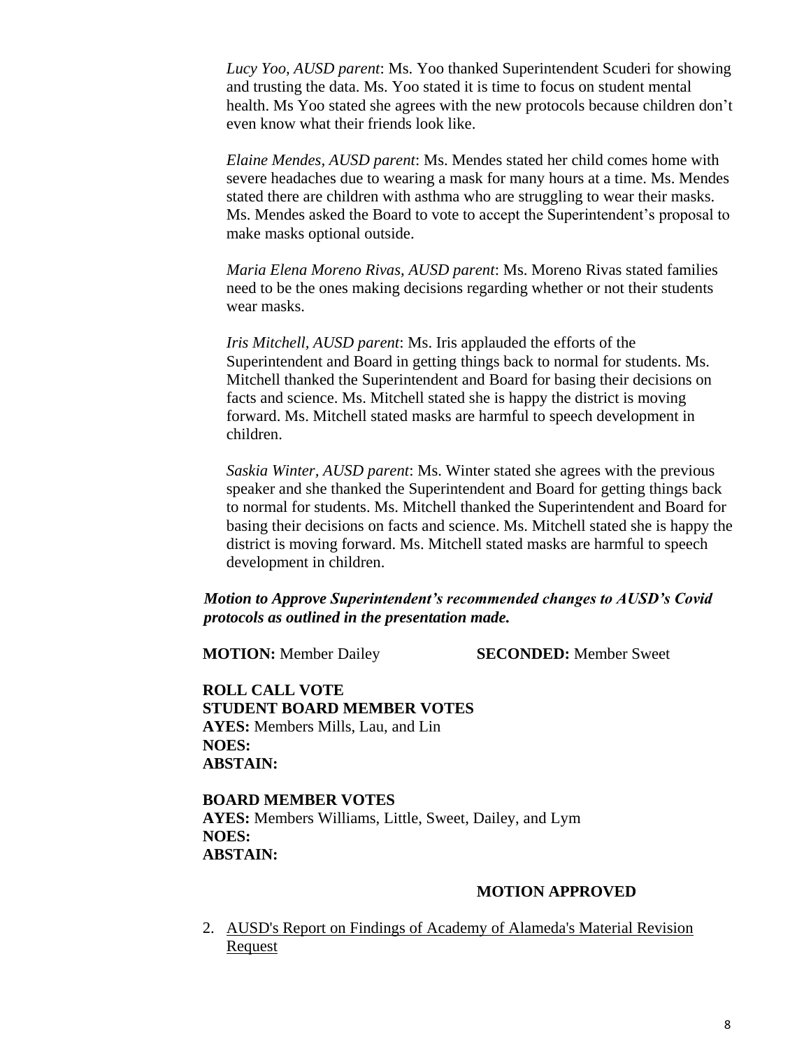*Lucy Yoo, AUSD parent*: Ms. Yoo thanked Superintendent Scuderi for showing and trusting the data. Ms. Yoo stated it is time to focus on student mental health. Ms Yoo stated she agrees with the new protocols because children don't even know what their friends look like.

*Elaine Mendes, AUSD parent*: Ms. Mendes stated her child comes home with severe headaches due to wearing a mask for many hours at a time. Ms. Mendes stated there are children with asthma who are struggling to wear their masks. Ms. Mendes asked the Board to vote to accept the Superintendent's proposal to make masks optional outside.

*Maria Elena Moreno Rivas, AUSD parent*: Ms. Moreno Rivas stated families need to be the ones making decisions regarding whether or not their students wear masks.

*Iris Mitchell, AUSD parent*: Ms. Iris applauded the efforts of the Superintendent and Board in getting things back to normal for students. Ms. Mitchell thanked the Superintendent and Board for basing their decisions on facts and science. Ms. Mitchell stated she is happy the district is moving forward. Ms. Mitchell stated masks are harmful to speech development in children.

*Saskia Winter, AUSD parent*: Ms. Winter stated she agrees with the previous speaker and she thanked the Superintendent and Board for getting things back to normal for students. Ms. Mitchell thanked the Superintendent and Board for basing their decisions on facts and science. Ms. Mitchell stated she is happy the district is moving forward. Ms. Mitchell stated masks are harmful to speech development in children.

***Motion to Approve Superintendent's recommended changes to AUSD's Covid protocols as outlined in the presentation made.***

**MOTION:** Member Dailey **SECONDED:** Member Sweet

**ROLL CALL VOTE**
**STUDENT BOARD MEMBER VOTES**
**AYES:** Members Mills, Lau, and Lin
**NOES:**
**ABSTAIN:**

**BOARD MEMBER VOTES**
**AYES:** Members Williams, Little, Sweet, Dailey, and Lym
**NOES:**
**ABSTAIN:**

**MOTION APPROVED**

2. AUSD's Report on Findings of Academy of Alameda's Material Revision Request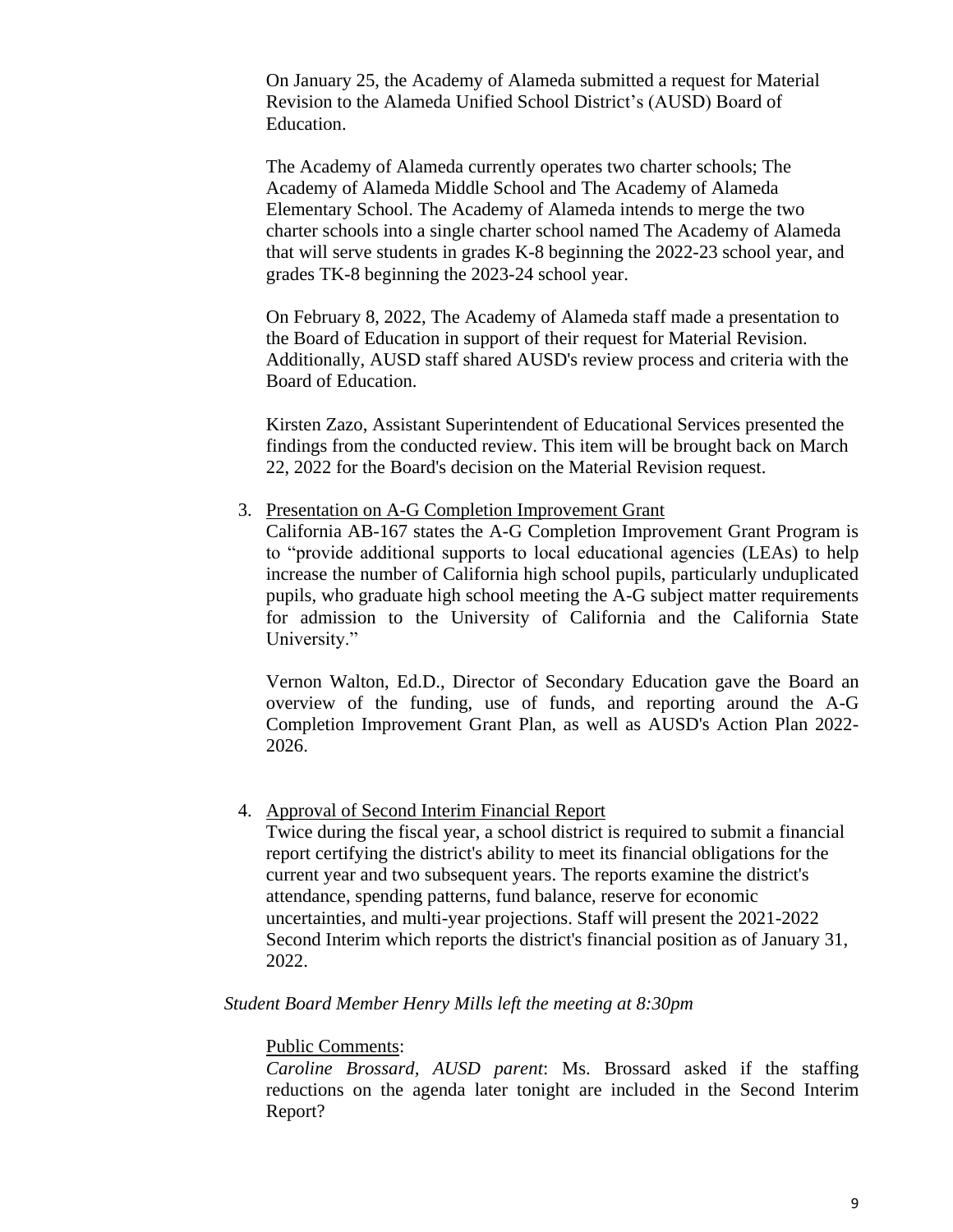On January 25, the Academy of Alameda submitted a request for Material Revision to the Alameda Unified School District's (AUSD) Board of Education.

The Academy of Alameda currently operates two charter schools; The Academy of Alameda Middle School and The Academy of Alameda Elementary School. The Academy of Alameda intends to merge the two charter schools into a single charter school named The Academy of Alameda that will serve students in grades K-8 beginning the 2022-23 school year, and grades TK-8 beginning the 2023-24 school year.

On February 8, 2022, The Academy of Alameda staff made a presentation to the Board of Education in support of their request for Material Revision. Additionally, AUSD staff shared AUSD's review process and criteria with the Board of Education.

Kirsten Zazo, Assistant Superintendent of Educational Services presented the findings from the conducted review. This item will be brought back on March 22, 2022 for the Board's decision on the Material Revision request.

3. Presentation on A-G Completion Improvement Grant

   California AB-167 states the A-G Completion Improvement Grant Program is to "provide additional supports to local educational agencies (LEAs) to help increase the number of California high school pupils, particularly unduplicated pupils, who graduate high school meeting the A-G subject matter requirements for admission to the University of California and the California State University."

   Vernon Walton, Ed.D., Director of Secondary Education gave the Board an overview of the funding, use of funds, and reporting around the A-G Completion Improvement Grant Plan, as well as AUSD's Action Plan 2022-2026.

4. Approval of Second Interim Financial Report

   Twice during the fiscal year, a school district is required to submit a financial report certifying the district's ability to meet its financial obligations for the current year and two subsequent years. The reports examine the district's attendance, spending patterns, fund balance, reserve for economic uncertainties, and multi-year projections. Staff will present the 2021-2022 Second Interim which reports the district's financial position as of January 31, 2022.

*Student Board Member Henry Mills left the meeting at 8:30pm*

Public Comments:

*Caroline Brossard, AUSD parent*: Ms. Brossard asked if the staffing reductions on the agenda later tonight are included in the Second Interim Report?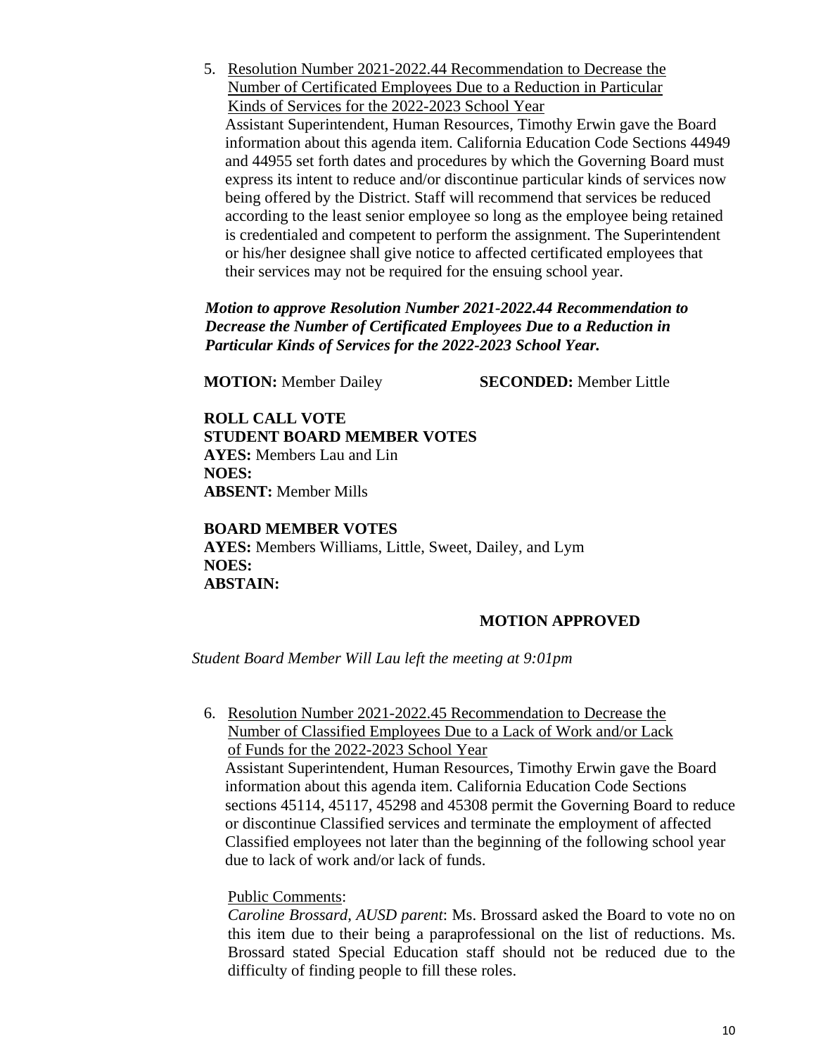5. <u>Resolution Number 2021-2022.44 Recommendation to Decrease the Number of Certificated Employees Due to a Reduction in Particular Kinds of Services for the 2022-2023 School Year</u>
   Assistant Superintendent, Human Resources, Timothy Erwin gave the Board information about this agenda item. California Education Code Sections 44949 and 44955 set forth dates and procedures by which the Governing Board must express its intent to reduce and/or discontinue particular kinds of services now being offered by the District. Staff will recommend that services be reduced according to the least senior employee so long as the employee being retained is credentialed and competent to perform the assignment. The Superintendent or his/her designee shall give notice to affected certificated employees that their services may not be required for the ensuing school year.

   ***Motion to approve Resolution Number 2021-2022.44 Recommendation to Decrease the Number of Certificated Employees Due to a Reduction in Particular Kinds of Services for the 2022-2023 School Year.***

   **MOTION:** Member Dailey **SECONDED:** Member Little

   **ROLL CALL VOTE**
   **STUDENT BOARD MEMBER VOTES**
   **AYES:** Members Lau and Lin
   **NOES:**
   **ABSENT:** Member Mills

   **BOARD MEMBER VOTES**
   **AYES:** Members Williams, Little, Sweet, Dailey, and Lym
   **NOES:**
   **ABSTAIN:**

   **MOTION APPROVED**

*Student Board Member Will Lau left the meeting at 9:01pm*

6. <u>Resolution Number 2021-2022.45 Recommendation to Decrease the Number of Classified Employees Due to a Lack of Work and/or Lack of Funds for the 2022-2023 School Year</u>
   Assistant Superintendent, Human Resources, Timothy Erwin gave the Board information about this agenda item. California Education Code Sections sections 45114, 45117, 45298 and 45308 permit the Governing Board to reduce or discontinue Classified services and terminate the employment of affected Classified employees not later than the beginning of the following school year due to lack of work and/or lack of funds.

   <u>Public Comments</u>:
   *Caroline Brossard, AUSD parent*: Ms. Brossard asked the Board to vote no on this item due to their being a paraprofessional on the list of reductions. Ms. Brossard stated Special Education staff should not be reduced due to the difficulty of finding people to fill these roles.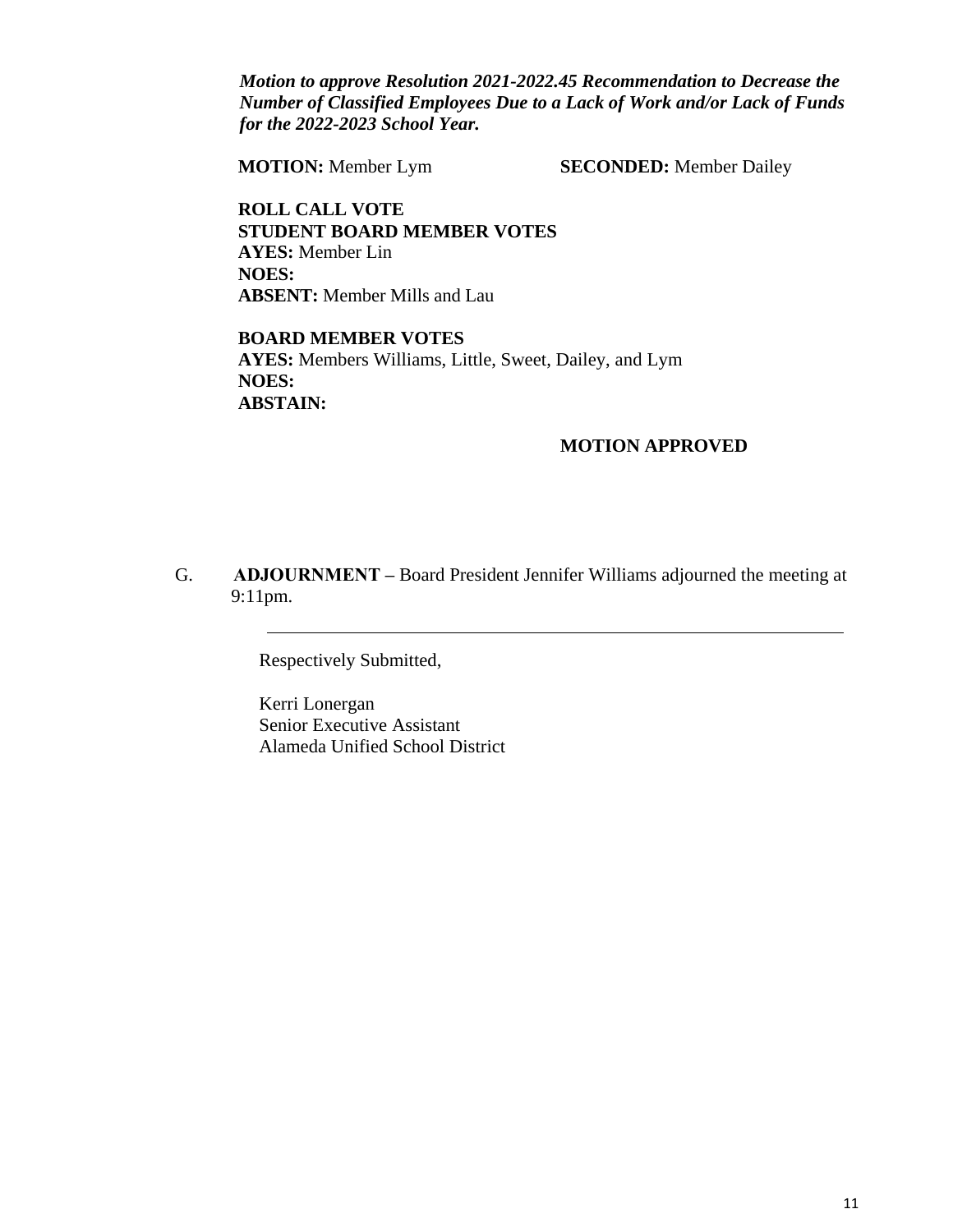***Motion to approve Resolution 2021-2022.45 Recommendation to Decrease the Number of Classified Employees Due to a Lack of Work and/or Lack of Funds for the 2022-2023 School Year.***

**MOTION:** Member Lym **SECONDED:** Member Dailey

**ROLL CALL VOTE**
**STUDENT BOARD MEMBER VOTES**
**AYES:** Member Lin
**NOES:**
**ABSENT:** Member Mills and Lau

**BOARD MEMBER VOTES**
**AYES:** Members Williams, Little, Sweet, Dailey, and Lym
**NOES:**
**ABSTAIN:**

**MOTION APPROVED**

G. **ADJOURNMENT –** Board President Jennifer Williams adjourned the meeting at 9:11pm.

Respectively Submitted,

Kerri Lonergan
Senior Executive Assistant
Alameda Unified School District